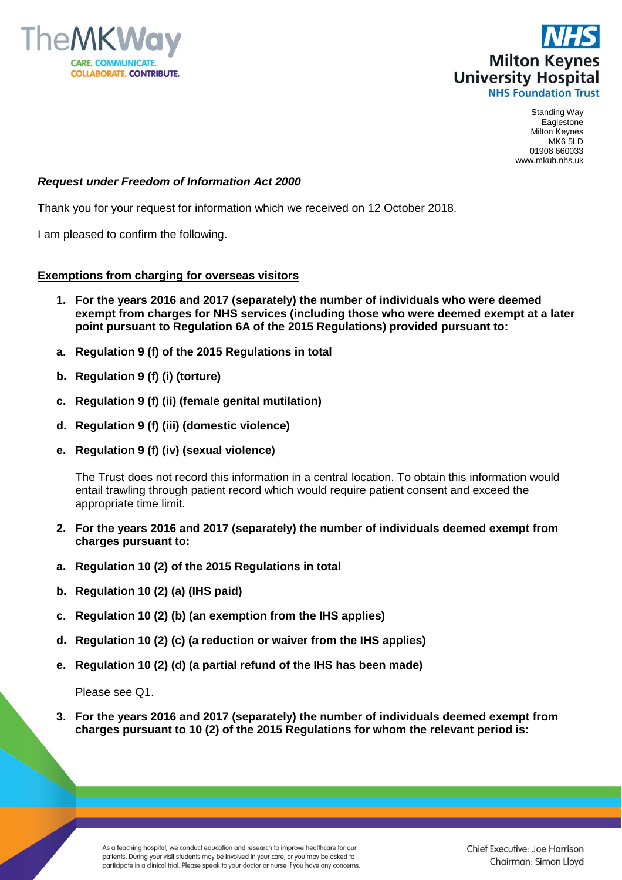TheMKWay

CARE. COMMUNICATE. COLLABORATE. CONTRIBUTE.

NHS
Milton Keynes University Hospital
NHS Foundation Trust

Standing Way
Eaglestone
Milton Keynes
MK6 5LD
01908 660033
www.mkuh.nhs.uk

***Request under Freedom of Information Act 2000***

Thank you for your request for information which we received on 12 October 2018.

I am pleased to confirm the following.

## Exemptions from charging for overseas visitors

1. **For the years 2016 and 2017 (separately) the number of individuals who were deemed exempt from charges for NHS services (including those who were deemed exempt at a later point pursuant to Regulation 6A of the 2015 Regulations) provided pursuant to:**

   a. **Regulation 9 (f) of the 2015 Regulations in total**

   b. **Regulation 9 (f) (i) (torture)**

   c. **Regulation 9 (f) (ii) (female genital mutilation)**

   d. **Regulation 9 (f) (iii) (domestic violence)**

   e. **Regulation 9 (f) (iv) (sexual violence)**

   The Trust does not record this information in a central location. To obtain this information would entail trawling through patient record which would require patient consent and exceed the appropriate time limit.

2. **For the years 2016 and 2017 (separately) the number of individuals deemed exempt from charges pursuant to:**

   a. **Regulation 10 (2) of the 2015 Regulations in total**

   b. **Regulation 10 (2) (a) (IHS paid)**

   c. **Regulation 10 (2) (b) (an exemption from the IHS applies)**

   d. **Regulation 10 (2) (c) (a reduction or waiver from the IHS applies)**

   e. **Regulation 10 (2) (d) (a partial refund of the IHS has been made)**

   Please see Q1.

3. **For the years 2016 and 2017 (separately) the number of individuals deemed exempt from charges pursuant to 10 (2) of the 2015 Regulations for whom the relevant period is:**

As a teaching hospital, we conduct education and research to improve healthcare for our patients. During your visit students may be involved in your care, or you may be asked to participate in a clinical trial. Please speak to your doctor or nurse if you have any concerns.

Chief Executive: Joe Harrison
Chairman: Simon Lloyd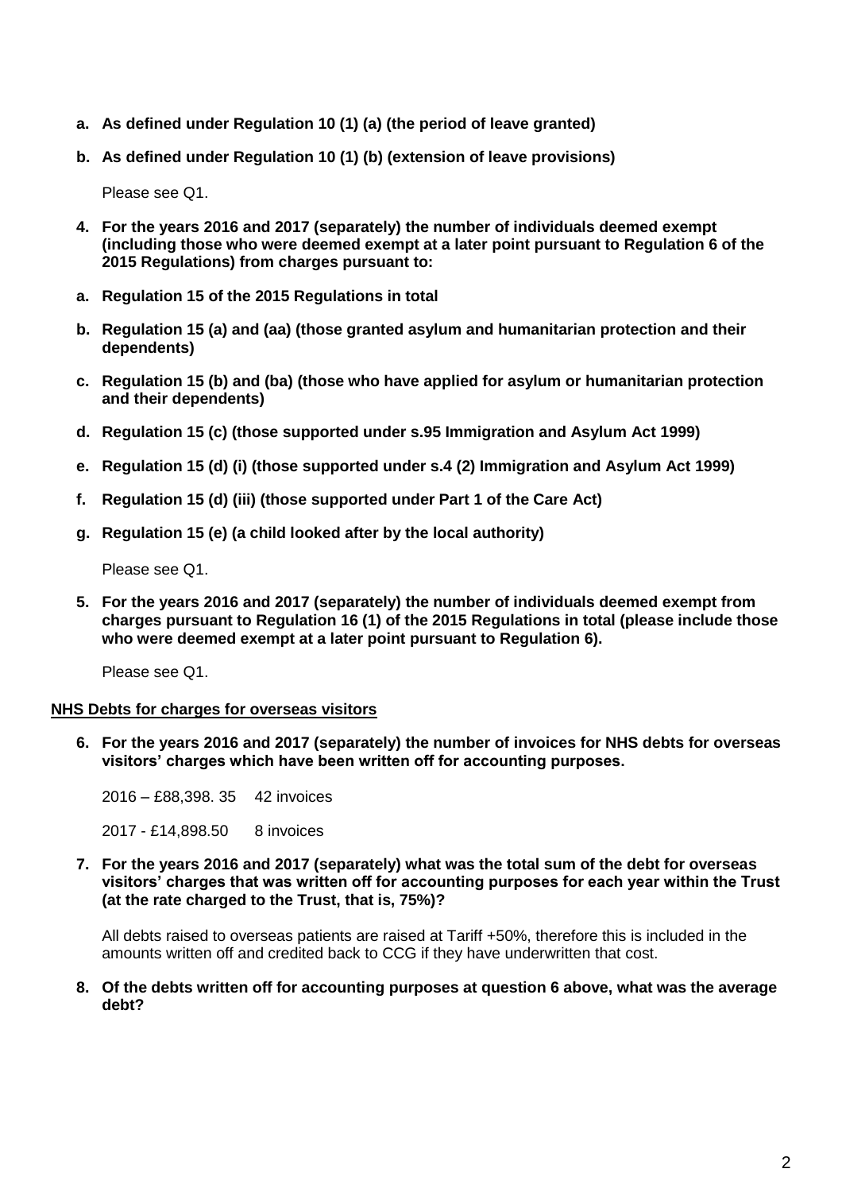a. **As defined under Regulation 10 (1) (a) (the period of leave granted)**

b. **As defined under Regulation 10 (1) (b) (extension of leave provisions)**

   Please see Q1.

4. **For the years 2016 and 2017 (separately) the number of individuals deemed exempt (including those who were deemed exempt at a later point pursuant to Regulation 6 of the 2015 Regulations) from charges pursuant to:**

   a. **Regulation 15 of the 2015 Regulations in total**

   b. **Regulation 15 (a) and (aa) (those granted asylum and humanitarian protection and their dependents)**

   c. **Regulation 15 (b) and (ba) (those who have applied for asylum or humanitarian protection and their dependents)**

   d. **Regulation 15 (c) (those supported under s.95 Immigration and Asylum Act 1999)**

   e. **Regulation 15 (d) (i) (those supported under s.4 (2) Immigration and Asylum Act 1999)**

   f. **Regulation 15 (d) (iii) (those supported under Part 1 of the Care Act)**

   g. **Regulation 15 (e) (a child looked after by the local authority)**

   Please see Q1.

5. **For the years 2016 and 2017 (separately) the number of individuals deemed exempt from charges pursuant to Regulation 16 (1) of the 2015 Regulations in total (please include those who were deemed exempt at a later point pursuant to Regulation 6).**

   Please see Q1.

**NHS Debts for charges for overseas visitors**

6. **For the years 2016 and 2017 (separately) the number of invoices for NHS debts for overseas visitors' charges which have been written off for accounting purposes.**

   2016 – £88,398. 35    42 invoices

   2017 - £14,898.50    8 invoices

7. **For the years 2016 and 2017 (separately) what was the total sum of the debt for overseas visitors' charges that was written off for accounting purposes for each year within the Trust (at the rate charged to the Trust, that is, 75%)?**

   All debts raised to overseas patients are raised at Tariff +50%, therefore this is included in the amounts written off and credited back to CCG if they have underwritten that cost.

8. **Of the debts written off for accounting purposes at question 6 above, what was the average debt?**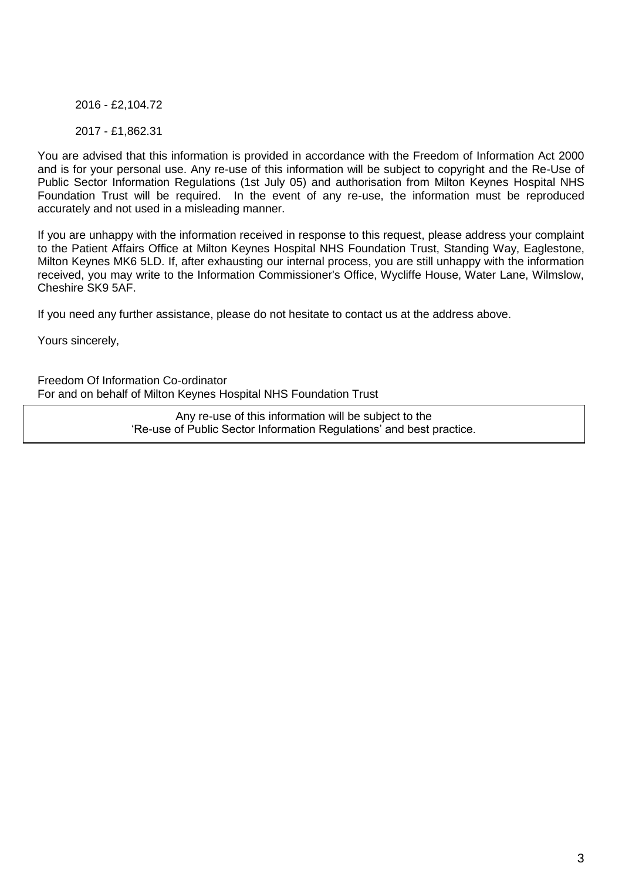2016 - £2,104.72

2017 - £1,862.31

You are advised that this information is provided in accordance with the Freedom of Information Act 2000 and is for your personal use. Any re-use of this information will be subject to copyright and the Re-Use of Public Sector Information Regulations (1st July 05) and authorisation from Milton Keynes Hospital NHS Foundation Trust will be required. In the event of any re-use, the information must be reproduced accurately and not used in a misleading manner.

If you are unhappy with the information received in response to this request, please address your complaint to the Patient Affairs Office at Milton Keynes Hospital NHS Foundation Trust, Standing Way, Eaglestone, Milton Keynes MK6 5LD. If, after exhausting our internal process, you are still unhappy with the information received, you may write to the Information Commissioner's Office, Wycliffe House, Water Lane, Wilmslow, Cheshire SK9 5AF.

If you need any further assistance, please do not hesitate to contact us at the address above.

Yours sincerely,

Freedom Of Information Co-ordinator
For and on behalf of Milton Keynes Hospital NHS Foundation Trust

Any re-use of this information will be subject to the
'Re-use of Public Sector Information Regulations' and best practice.